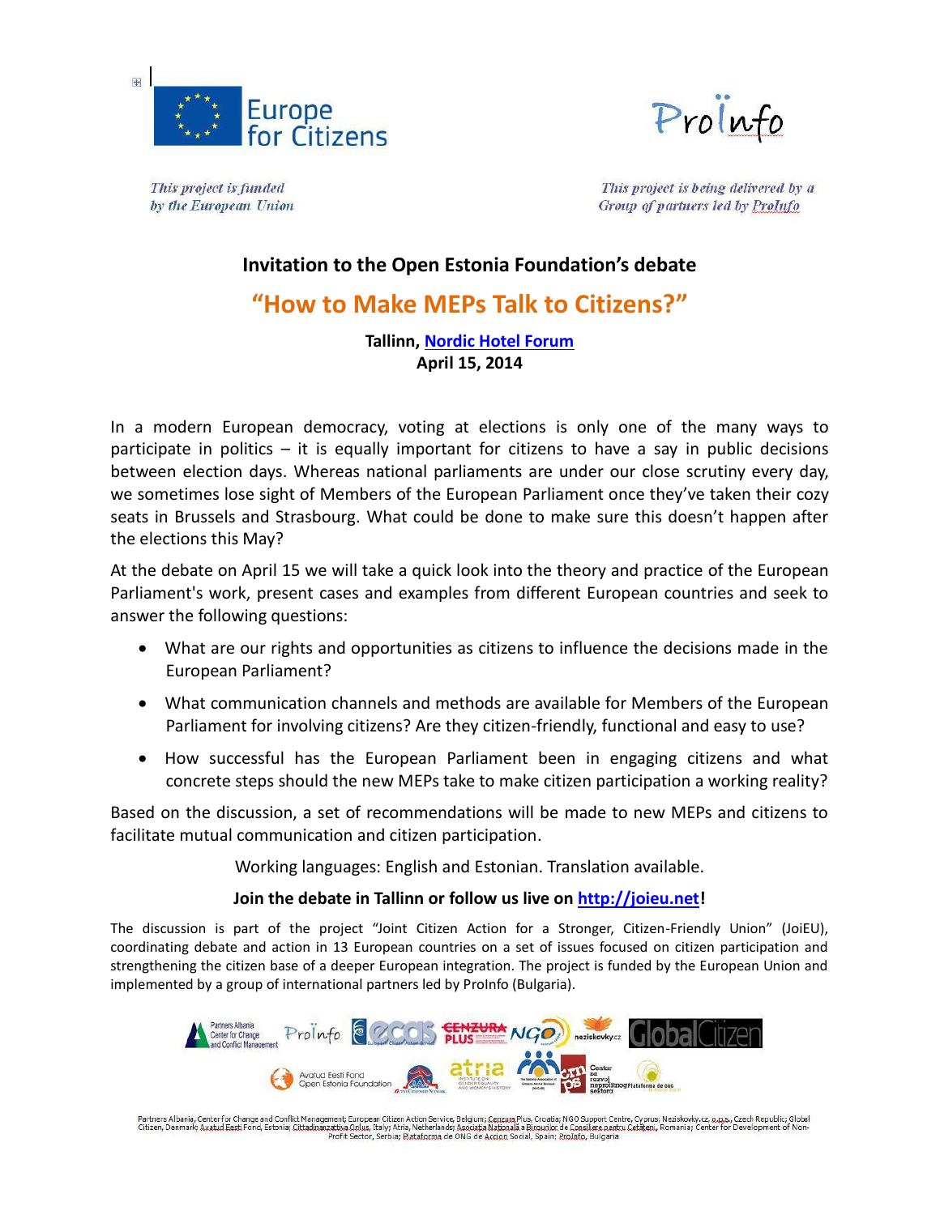Europe for Citizens

*This project is funded by the European Union*

ProInfo

*This project is being delivered by a Group of partners led by ProInfo*

## Invitation to the Open Estonia Foundation's debate

# "How to Make MEPs Talk to Citizens?"

**Tallinn, Nordic Hotel Forum**
**April 15, 2014**

In a modern European democracy, voting at elections is only one of the many ways to participate in politics – it is equally important for citizens to have a say in public decisions between election days. Whereas national parliaments are under our close scrutiny every day, we sometimes lose sight of Members of the European Parliament once they've taken their cozy seats in Brussels and Strasbourg. What could be done to make sure this doesn't happen after the elections this May?

At the debate on April 15 we will take a quick look into the theory and practice of the European Parliament's work, present cases and examples from different European countries and seek to answer the following questions:

- What are our rights and opportunities as citizens to influence the decisions made in the European Parliament?
- What communication channels and methods are available for Members of the European Parliament for involving citizens? Are they citizen-friendly, functional and easy to use?
- How successful has the European Parliament been in engaging citizens and what concrete steps should the new MEPs take to make citizen participation a working reality?

Based on the discussion, a set of recommendations will be made to new MEPs and citizens to facilitate mutual communication and citizen participation.

Working languages: English and Estonian. Translation available.

**Join the debate in Tallinn or follow us live on http://joieu.net!**

The discussion is part of the project "Joint Citizen Action for a Stronger, Citizen-Friendly Union" (JoiEU), coordinating debate and action in 13 European countries on a set of issues focused on citizen participation and strengthening the citizen base of a deeper European integration. The project is funded by the European Union and implemented by a group of international partners led by ProInfo (Bulgaria).

Partners Albania, Center for Change and Conflict Management; European Citizen Action Service, Belgium; Cenzura Plus, Croatia; NGO Support Centre, Cyprus; Neziskovky.cz, o.p.s., Czech Republic; Global Citizen, Denmark; Avatud Eesti Fond, Estonia; Cittadinanzattiva Onlus, Italy; Atria, Netherlands; Asociația Națională a Birourilor de Consiliere pentru Cetățeni, Romania; Center for Development of Non-Profit Sector, Serbia; Plataforma de ONG de Acción Social, Spain; ProInfo, Bulgaria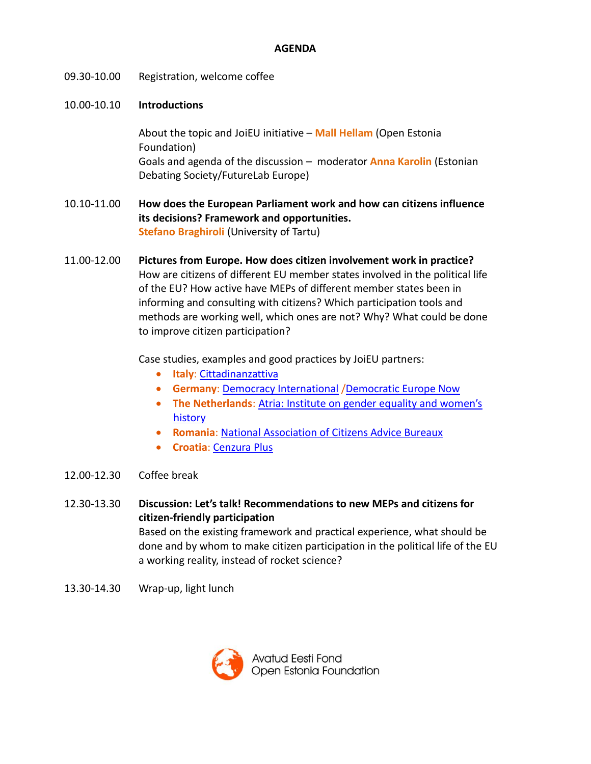# AGENDA

09.30-10.00 Registration, welcome coffee

10.00-10.10 **Introductions**

About the topic and JoiEU initiative – **Mall Hellam** (Open Estonia Foundation)
Goals and agenda of the discussion – moderator **Anna Karolin** (Estonian Debating Society/FutureLab Europe)

10.10-11.00 **How does the European Parliament work and how can citizens influence its decisions? Framework and opportunities.**
**Stefano Braghiroli** (University of Tartu)

11.00-12.00 **Pictures from Europe. How does citizen involvement work in practice?**
How are citizens of different EU member states involved in the political life of the EU? How active have MEPs of different member states been in informing and consulting with citizens? Which participation tools and methods are working well, which ones are not? Why? What could be done to improve citizen participation?

Case studies, examples and good practices by JoiEU partners:

- **Italy**: Cittadinanzattiva
- **Germany**: Democracy International /Democratic Europe Now
- **The Netherlands**: Atria: Institute on gender equality and women's history
- **Romania**: National Association of Citizens Advice Bureaux
- **Croatia**: Cenzura Plus

12.00-12.30 Coffee break

12.30-13.30 **Discussion: Let's talk! Recommendations to new MEPs and citizens for citizen-friendly participation**
Based on the existing framework and practical experience, what should be done and by whom to make citizen participation in the political life of the EU a working reality, instead of rocket science?

13.30-14.30 Wrap-up, light lunch

Avatud Eesti Fond
Open Estonia Foundation